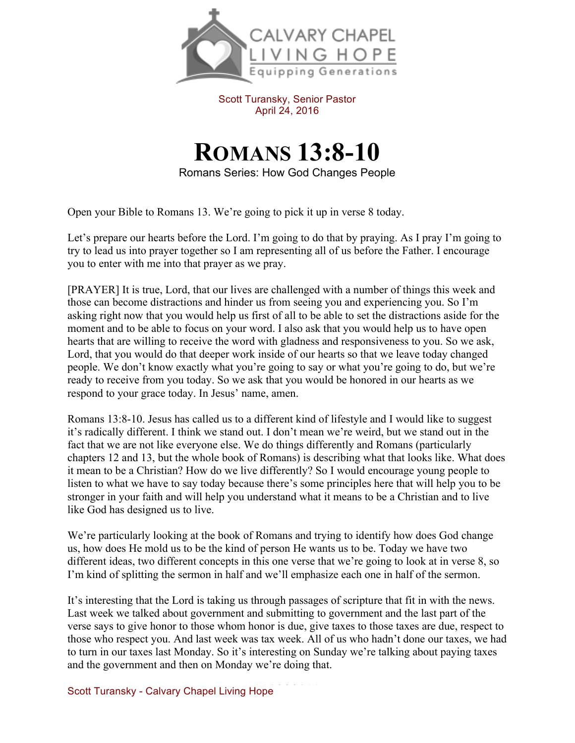Scott Turansky, Senior Pastor
April 24, 2016

# Romans 13:8-10

Romans Series: How God Changes People

Open your Bible to Romans 13. We're going to pick it up in verse 8 today.

Let's prepare our hearts before the Lord. I'm going to do that by praying. As I pray I'm going to try to lead us into prayer together so I am representing all of us before the Father. I encourage you to enter with me into that prayer as we pray.

[PRAYER] It is true, Lord, that our lives are challenged with a number of things this week and those can become distractions and hinder us from seeing you and experiencing you. So I'm asking right now that you would help us first of all to be able to set the distractions aside for the moment and to be able to focus on your word. I also ask that you would help us to have open hearts that are willing to receive the word with gladness and responsiveness to you. So we ask, Lord, that you would do that deeper work inside of our hearts so that we leave today changed people. We don't know exactly what you're going to say or what you're going to do, but we're ready to receive from you today. So we ask that you would be honored in our hearts as we respond to your grace today. In Jesus' name, amen.

Romans 13:8-10. Jesus has called us to a different kind of lifestyle and I would like to suggest it's radically different. I think we stand out. I don't mean we're weird, but we stand out in the fact that we are not like everyone else. We do things differently and Romans (particularly chapters 12 and 13, but the whole book of Romans) is describing what that looks like. What does it mean to be a Christian? How do we live differently? So I would encourage young people to listen to what we have to say today because there's some principles here that will help you to be stronger in your faith and will help you understand what it means to be a Christian and to live like God has designed us to live.

We're particularly looking at the book of Romans and trying to identify how does God change us, how does He mold us to be the kind of person He wants us to be. Today we have two different ideas, two different concepts in this one verse that we're going to look at in verse 8, so I'm kind of splitting the sermon in half and we'll emphasize each one in half of the sermon.

It's interesting that the Lord is taking us through passages of scripture that fit in with the news. Last week we talked about government and submitting to government and the last part of the verse says to give honor to those whom honor is due, give taxes to those taxes are due, respect to those who respect you. And last week was tax week. All of us who hadn't done our taxes, we had to turn in our taxes last Monday. So it's interesting on Sunday we're talking about paying taxes and the government and then on Monday we're doing that.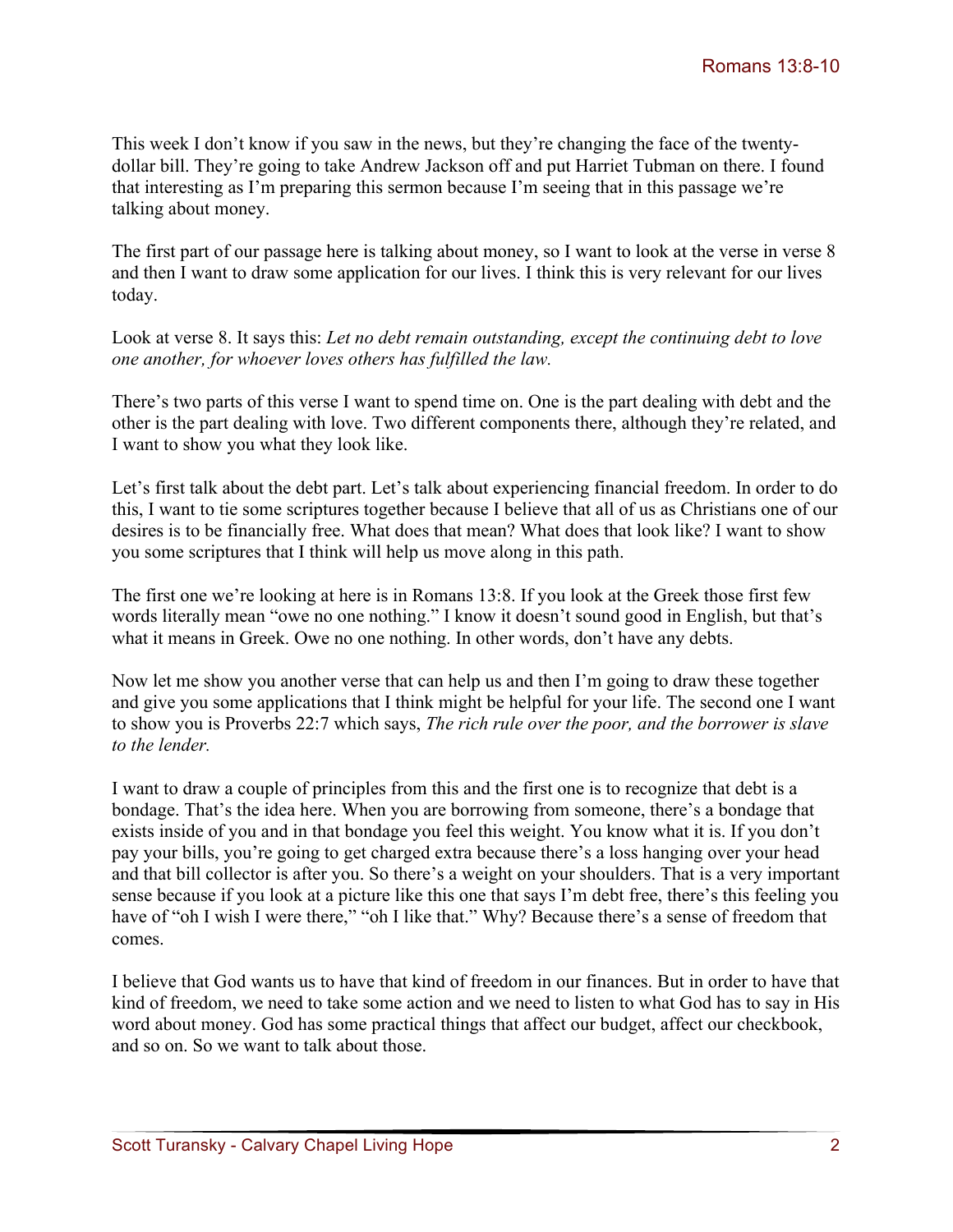This week I don't know if you saw in the news, but they're changing the face of the twenty-dollar bill. They're going to take Andrew Jackson off and put Harriet Tubman on there. I found that interesting as I'm preparing this sermon because I'm seeing that in this passage we're talking about money.

The first part of our passage here is talking about money, so I want to look at the verse in verse 8 and then I want to draw some application for our lives. I think this is very relevant for our lives today.

Look at verse 8. It says this: *Let no debt remain outstanding, except the continuing debt to love one another, for whoever loves others has fulfilled the law.*

There's two parts of this verse I want to spend time on. One is the part dealing with debt and the other is the part dealing with love. Two different components there, although they're related, and I want to show you what they look like.

Let's first talk about the debt part. Let's talk about experiencing financial freedom. In order to do this, I want to tie some scriptures together because I believe that all of us as Christians one of our desires is to be financially free. What does that mean? What does that look like? I want to show you some scriptures that I think will help us move along in this path.

The first one we're looking at here is in Romans 13:8. If you look at the Greek those first few words literally mean "owe no one nothing." I know it doesn't sound good in English, but that's what it means in Greek. Owe no one nothing. In other words, don't have any debts.

Now let me show you another verse that can help us and then I'm going to draw these together and give you some applications that I think might be helpful for your life. The second one I want to show you is Proverbs 22:7 which says, *The rich rule over the poor, and the borrower is slave to the lender.*

I want to draw a couple of principles from this and the first one is to recognize that debt is a bondage. That's the idea here. When you are borrowing from someone, there's a bondage that exists inside of you and in that bondage you feel this weight. You know what it is. If you don't pay your bills, you're going to get charged extra because there's a loss hanging over your head and that bill collector is after you. So there's a weight on your shoulders. That is a very important sense because if you look at a picture like this one that says I'm debt free, there's this feeling you have of "oh I wish I were there," "oh I like that." Why? Because there's a sense of freedom that comes.

I believe that God wants us to have that kind of freedom in our finances. But in order to have that kind of freedom, we need to take some action and we need to listen to what God has to say in His word about money. God has some practical things that affect our budget, affect our checkbook, and so on. So we want to talk about those.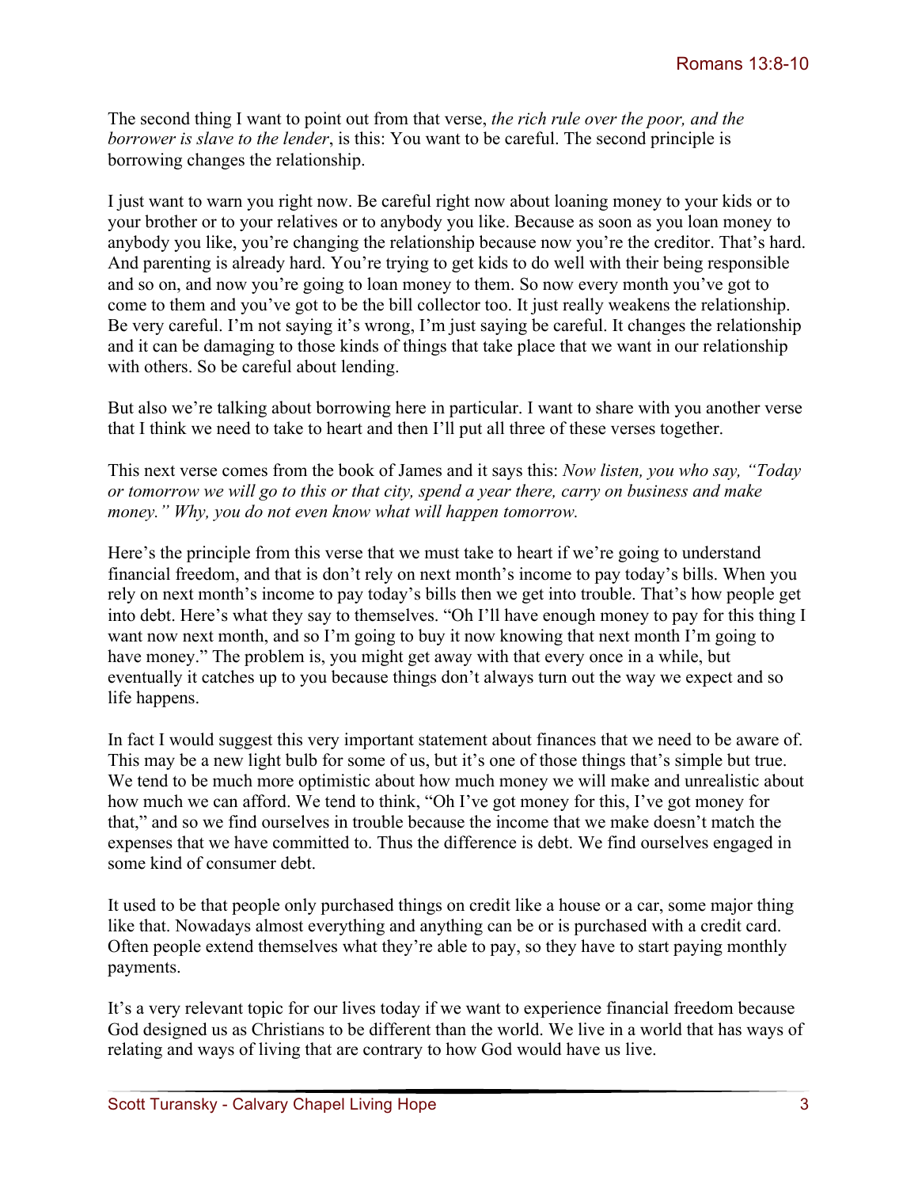The second thing I want to point out from that verse, *the rich rule over the poor, and the borrower is slave to the lender*, is this: You want to be careful. The second principle is borrowing changes the relationship.

I just want to warn you right now. Be careful right now about loaning money to your kids or to your brother or to your relatives or to anybody you like. Because as soon as you loan money to anybody you like, you're changing the relationship because now you're the creditor. That's hard. And parenting is already hard. You're trying to get kids to do well with their being responsible and so on, and now you're going to loan money to them. So now every month you've got to come to them and you've got to be the bill collector too. It just really weakens the relationship. Be very careful. I'm not saying it's wrong, I'm just saying be careful. It changes the relationship and it can be damaging to those kinds of things that take place that we want in our relationship with others. So be careful about lending.

But also we're talking about borrowing here in particular. I want to share with you another verse that I think we need to take to heart and then I'll put all three of these verses together.

This next verse comes from the book of James and it says this: *Now listen, you who say, "Today or tomorrow we will go to this or that city, spend a year there, carry on business and make money." Why, you do not even know what will happen tomorrow.*

Here's the principle from this verse that we must take to heart if we're going to understand financial freedom, and that is don't rely on next month's income to pay today's bills. When you rely on next month's income to pay today's bills then we get into trouble. That's how people get into debt. Here's what they say to themselves. "Oh I'll have enough money to pay for this thing I want now next month, and so I'm going to buy it now knowing that next month I'm going to have money." The problem is, you might get away with that every once in a while, but eventually it catches up to you because things don't always turn out the way we expect and so life happens.

In fact I would suggest this very important statement about finances that we need to be aware of. This may be a new light bulb for some of us, but it's one of those things that's simple but true. We tend to be much more optimistic about how much money we will make and unrealistic about how much we can afford. We tend to think, "Oh I've got money for this, I've got money for that," and so we find ourselves in trouble because the income that we make doesn't match the expenses that we have committed to. Thus the difference is debt. We find ourselves engaged in some kind of consumer debt.

It used to be that people only purchased things on credit like a house or a car, some major thing like that. Nowadays almost everything and anything can be or is purchased with a credit card. Often people extend themselves what they're able to pay, so they have to start paying monthly payments.

It's a very relevant topic for our lives today if we want to experience financial freedom because God designed us as Christians to be different than the world. We live in a world that has ways of relating and ways of living that are contrary to how God would have us live.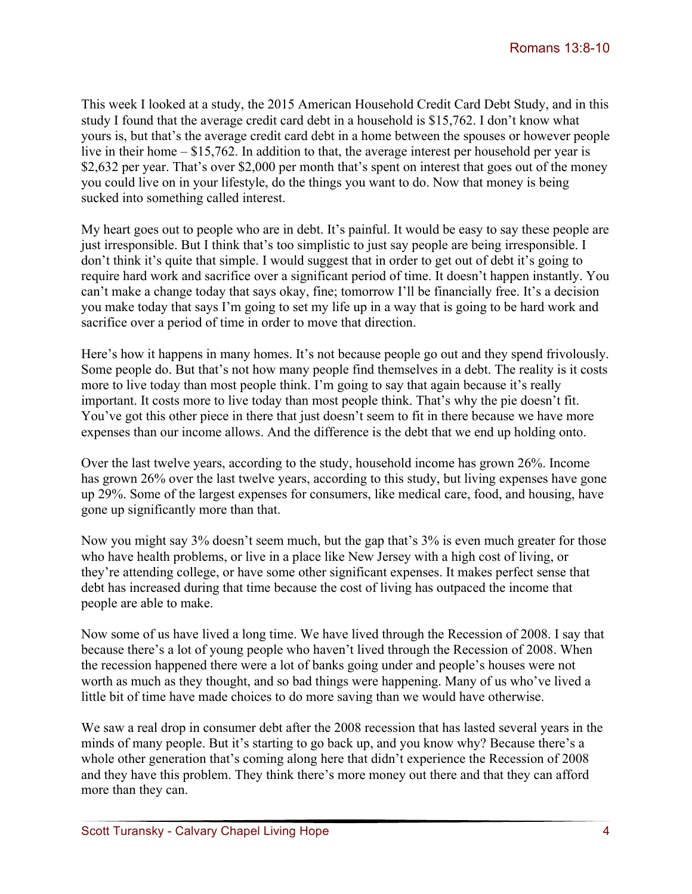This week I looked at a study, the 2015 American Household Credit Card Debt Study, and in this study I found that the average credit card debt in a household is $15,762. I don't know what yours is, but that's the average credit card debt in a home between the spouses or however people live in their home – $15,762. In addition to that, the average interest per household per year is $2,632 per year. That's over $2,000 per month that's spent on interest that goes out of the money you could live on in your lifestyle, do the things you want to do. Now that money is being sucked into something called interest.

My heart goes out to people who are in debt. It's painful. It would be easy to say these people are just irresponsible. But I think that's too simplistic to just say people are being irresponsible. I don't think it's quite that simple. I would suggest that in order to get out of debt it's going to require hard work and sacrifice over a significant period of time. It doesn't happen instantly. You can't make a change today that says okay, fine; tomorrow I'll be financially free. It's a decision you make today that says I'm going to set my life up in a way that is going to be hard work and sacrifice over a period of time in order to move that direction.

Here's how it happens in many homes. It's not because people go out and they spend frivolously. Some people do. But that's not how many people find themselves in a debt. The reality is it costs more to live today than most people think. I'm going to say that again because it's really important. It costs more to live today than most people think. That's why the pie doesn't fit. You've got this other piece in there that just doesn't seem to fit in there because we have more expenses than our income allows. And the difference is the debt that we end up holding onto.

Over the last twelve years, according to the study, household income has grown 26%. Income has grown 26% over the last twelve years, according to this study, but living expenses have gone up 29%. Some of the largest expenses for consumers, like medical care, food, and housing, have gone up significantly more than that.

Now you might say 3% doesn't seem much, but the gap that's 3% is even much greater for those who have health problems, or live in a place like New Jersey with a high cost of living, or they're attending college, or have some other significant expenses. It makes perfect sense that debt has increased during that time because the cost of living has outpaced the income that people are able to make.

Now some of us have lived a long time. We have lived through the Recession of 2008. I say that because there's a lot of young people who haven't lived through the Recession of 2008. When the recession happened there were a lot of banks going under and people's houses were not worth as much as they thought, and so bad things were happening. Many of us who've lived a little bit of time have made choices to do more saving than we would have otherwise.

We saw a real drop in consumer debt after the 2008 recession that has lasted several years in the minds of many people. But it's starting to go back up, and you know why? Because there's a whole other generation that's coming along here that didn't experience the Recession of 2008 and they have this problem. They think there's more money out there and that they can afford more than they can.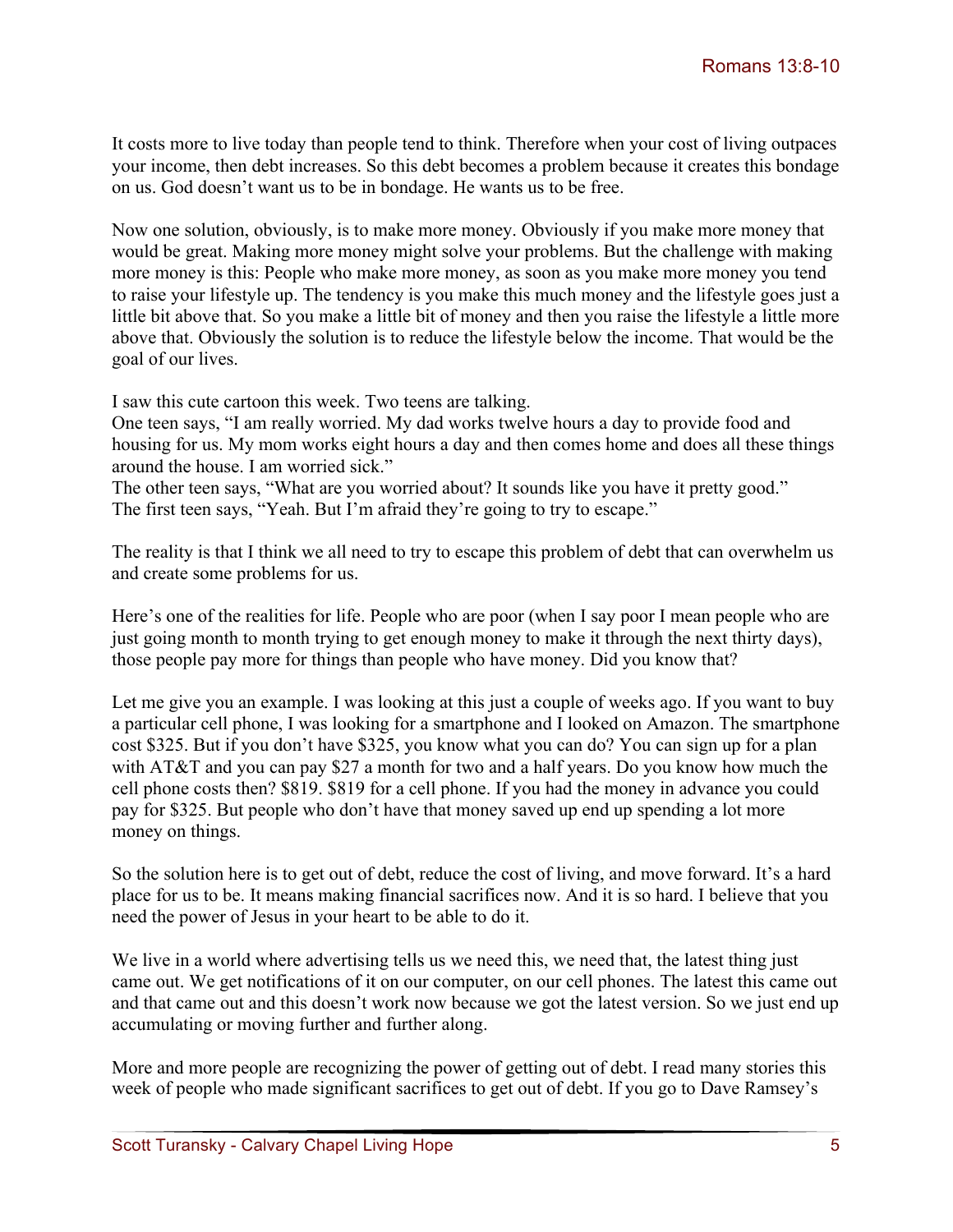It costs more to live today than people tend to think. Therefore when your cost of living outpaces your income, then debt increases. So this debt becomes a problem because it creates this bondage on us. God doesn't want us to be in bondage. He wants us to be free.

Now one solution, obviously, is to make more money. Obviously if you make more money that would be great. Making more money might solve your problems. But the challenge with making more money is this: People who make more money, as soon as you make more money you tend to raise your lifestyle up. The tendency is you make this much money and the lifestyle goes just a little bit above that. So you make a little bit of money and then you raise the lifestyle a little more above that. Obviously the solution is to reduce the lifestyle below the income. That would be the goal of our lives.

I saw this cute cartoon this week. Two teens are talking.
One teen says, "I am really worried. My dad works twelve hours a day to provide food and housing for us. My mom works eight hours a day and then comes home and does all these things around the house. I am worried sick."
The other teen says, "What are you worried about? It sounds like you have it pretty good."
The first teen says, "Yeah. But I'm afraid they're going to try to escape."

The reality is that I think we all need to try to escape this problem of debt that can overwhelm us and create some problems for us.

Here's one of the realities for life. People who are poor (when I say poor I mean people who are just going month to month trying to get enough money to make it through the next thirty days), those people pay more for things than people who have money. Did you know that?

Let me give you an example. I was looking at this just a couple of weeks ago. If you want to buy a particular cell phone, I was looking for a smartphone and I looked on Amazon. The smartphone cost $325. But if you don't have $325, you know what you can do? You can sign up for a plan with AT&T and you can pay $27 a month for two and a half years. Do you know how much the cell phone costs then? $819. $819 for a cell phone. If you had the money in advance you could pay for $325. But people who don't have that money saved up end up spending a lot more money on things.

So the solution here is to get out of debt, reduce the cost of living, and move forward. It's a hard place for us to be. It means making financial sacrifices now. And it is so hard. I believe that you need the power of Jesus in your heart to be able to do it.

We live in a world where advertising tells us we need this, we need that, the latest thing just came out. We get notifications of it on our computer, on our cell phones. The latest this came out and that came out and this doesn't work now because we got the latest version. So we just end up accumulating or moving further and further along.

More and more people are recognizing the power of getting out of debt. I read many stories this week of people who made significant sacrifices to get out of debt. If you go to Dave Ramsey's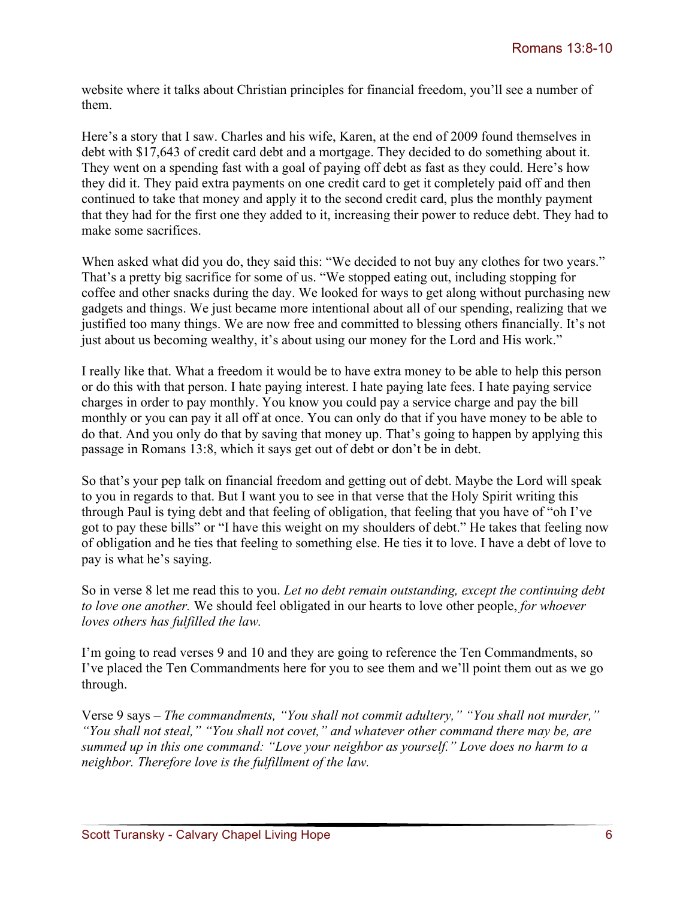website where it talks about Christian principles for financial freedom, you'll see a number of them.

Here's a story that I saw. Charles and his wife, Karen, at the end of 2009 found themselves in debt with $17,643 of credit card debt and a mortgage. They decided to do something about it. They went on a spending fast with a goal of paying off debt as fast as they could. Here's how they did it. They paid extra payments on one credit card to get it completely paid off and then continued to take that money and apply it to the second credit card, plus the monthly payment that they had for the first one they added to it, increasing their power to reduce debt. They had to make some sacrifices.

When asked what did you do, they said this: "We decided to not buy any clothes for two years." That's a pretty big sacrifice for some of us. "We stopped eating out, including stopping for coffee and other snacks during the day. We looked for ways to get along without purchasing new gadgets and things. We just became more intentional about all of our spending, realizing that we justified too many things. We are now free and committed to blessing others financially. It's not just about us becoming wealthy, it's about using our money for the Lord and His work."

I really like that. What a freedom it would be to have extra money to be able to help this person or do this with that person. I hate paying interest. I hate paying late fees. I hate paying service charges in order to pay monthly. You know you could pay a service charge and pay the bill monthly or you can pay it all off at once. You can only do that if you have money to be able to do that. And you only do that by saving that money up. That's going to happen by applying this passage in Romans 13:8, which it says get out of debt or don't be in debt.

So that's your pep talk on financial freedom and getting out of debt. Maybe the Lord will speak to you in regards to that. But I want you to see in that verse that the Holy Spirit writing this through Paul is tying debt and that feeling of obligation, that feeling that you have of "oh I've got to pay these bills" or "I have this weight on my shoulders of debt." He takes that feeling now of obligation and he ties that feeling to something else. He ties it to love. I have a debt of love to pay is what he's saying.

So in verse 8 let me read this to you. *Let no debt remain outstanding, except the continuing debt to love one another.* We should feel obligated in our hearts to love other people, *for whoever loves others has fulfilled the law.*

I'm going to read verses 9 and 10 and they are going to reference the Ten Commandments, so I've placed the Ten Commandments here for you to see them and we'll point them out as we go through.

Verse 9 says – *The commandments, "You shall not commit adultery," "You shall not murder," "You shall not steal," "You shall not covet," and whatever other command there may be, are summed up in this one command: "Love your neighbor as yourself." Love does no harm to a neighbor. Therefore love is the fulfillment of the law.*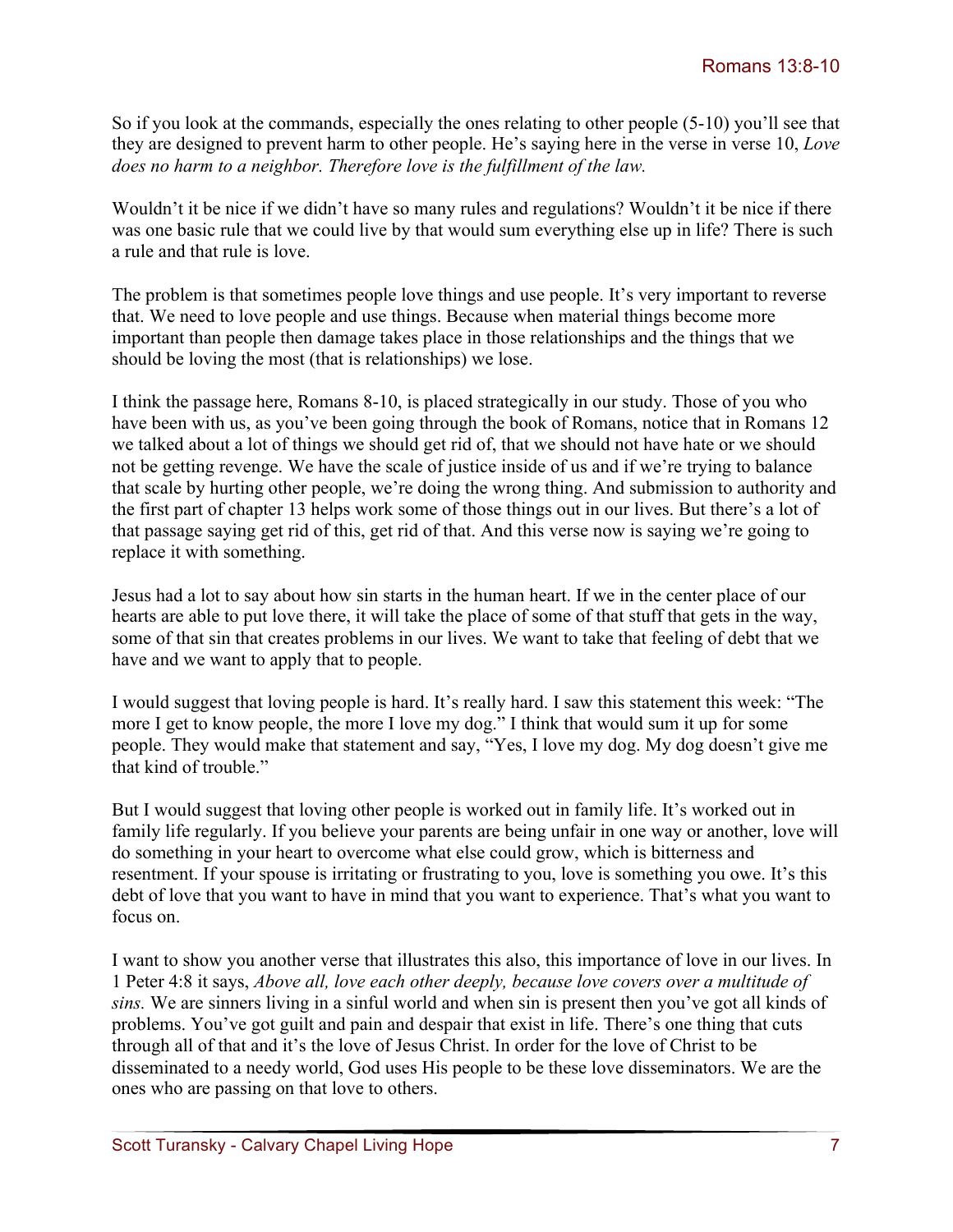So if you look at the commands, especially the ones relating to other people (5-10) you'll see that they are designed to prevent harm to other people. He's saying here in the verse in verse 10, *Love does no harm to a neighbor. Therefore love is the fulfillment of the law.*

Wouldn't it be nice if we didn't have so many rules and regulations? Wouldn't it be nice if there was one basic rule that we could live by that would sum everything else up in life? There is such a rule and that rule is love.

The problem is that sometimes people love things and use people. It's very important to reverse that. We need to love people and use things. Because when material things become more important than people then damage takes place in those relationships and the things that we should be loving the most (that is relationships) we lose.

I think the passage here, Romans 8-10, is placed strategically in our study. Those of you who have been with us, as you've been going through the book of Romans, notice that in Romans 12 we talked about a lot of things we should get rid of, that we should not have hate or we should not be getting revenge. We have the scale of justice inside of us and if we're trying to balance that scale by hurting other people, we're doing the wrong thing. And submission to authority and the first part of chapter 13 helps work some of those things out in our lives. But there's a lot of that passage saying get rid of this, get rid of that. And this verse now is saying we're going to replace it with something.

Jesus had a lot to say about how sin starts in the human heart. If we in the center place of our hearts are able to put love there, it will take the place of some of that stuff that gets in the way, some of that sin that creates problems in our lives. We want to take that feeling of debt that we have and we want to apply that to people.

I would suggest that loving people is hard. It's really hard. I saw this statement this week: "The more I get to know people, the more I love my dog." I think that would sum it up for some people. They would make that statement and say, "Yes, I love my dog. My dog doesn't give me that kind of trouble."

But I would suggest that loving other people is worked out in family life. It's worked out in family life regularly. If you believe your parents are being unfair in one way or another, love will do something in your heart to overcome what else could grow, which is bitterness and resentment. If your spouse is irritating or frustrating to you, love is something you owe. It's this debt of love that you want to have in mind that you want to experience. That's what you want to focus on.

I want to show you another verse that illustrates this also, this importance of love in our lives. In 1 Peter 4:8 it says, *Above all, love each other deeply, because love covers over a multitude of sins.* We are sinners living in a sinful world and when sin is present then you've got all kinds of problems. You've got guilt and pain and despair that exist in life. There's one thing that cuts through all of that and it's the love of Jesus Christ. In order for the love of Christ to be disseminated to a needy world, God uses His people to be these love disseminators. We are the ones who are passing on that love to others.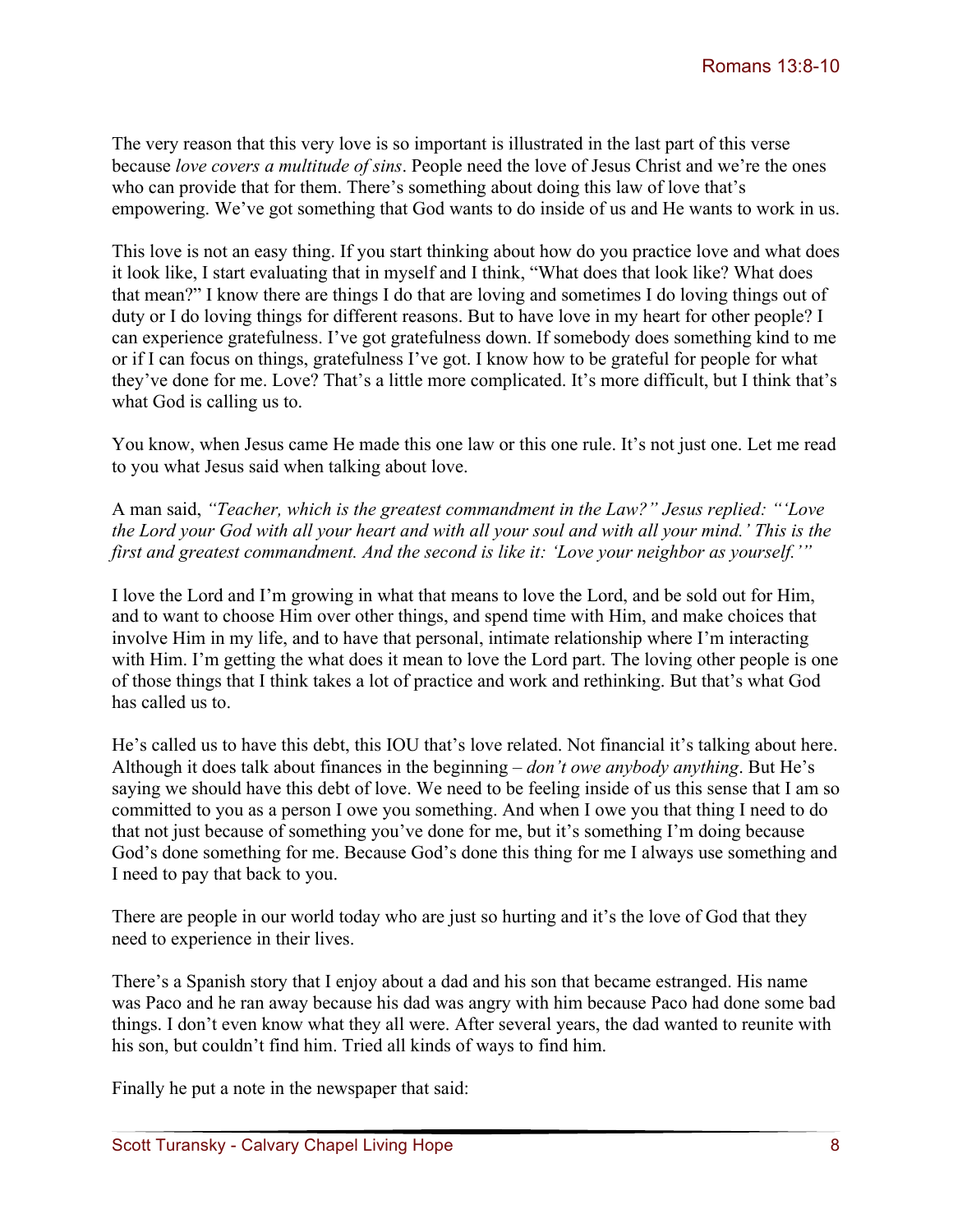The very reason that this very love is so important is illustrated in the last part of this verse because *love covers a multitude of sins*. People need the love of Jesus Christ and we're the ones who can provide that for them. There's something about doing this law of love that's empowering. We've got something that God wants to do inside of us and He wants to work in us.

This love is not an easy thing. If you start thinking about how do you practice love and what does it look like, I start evaluating that in myself and I think, "What does that look like? What does that mean?" I know there are things I do that are loving and sometimes I do loving things out of duty or I do loving things for different reasons. But to have love in my heart for other people? I can experience gratefulness. I've got gratefulness down. If somebody does something kind to me or if I can focus on things, gratefulness I've got. I know how to be grateful for people for what they've done for me. Love? That's a little more complicated. It's more difficult, but I think that's what God is calling us to.

You know, when Jesus came He made this one law or this one rule. It's not just one. Let me read to you what Jesus said when talking about love.

A man said, *"Teacher, which is the greatest commandment in the Law?" Jesus replied: "'Love the Lord your God with all your heart and with all your soul and with all your mind.' This is the first and greatest commandment. And the second is like it: 'Love your neighbor as yourself.'"*

I love the Lord and I'm growing in what that means to love the Lord, and be sold out for Him, and to want to choose Him over other things, and spend time with Him, and make choices that involve Him in my life, and to have that personal, intimate relationship where I'm interacting with Him. I'm getting the what does it mean to love the Lord part. The loving other people is one of those things that I think takes a lot of practice and work and rethinking. But that's what God has called us to.

He's called us to have this debt, this IOU that's love related. Not financial it's talking about here. Although it does talk about finances in the beginning – *don't owe anybody anything*. But He's saying we should have this debt of love. We need to be feeling inside of us this sense that I am so committed to you as a person I owe you something. And when I owe you that thing I need to do that not just because of something you've done for me, but it's something I'm doing because God's done something for me. Because God's done this thing for me I always use something and I need to pay that back to you.

There are people in our world today who are just so hurting and it's the love of God that they need to experience in their lives.

There's a Spanish story that I enjoy about a dad and his son that became estranged. His name was Paco and he ran away because his dad was angry with him because Paco had done some bad things. I don't even know what they all were. After several years, the dad wanted to reunite with his son, but couldn't find him. Tried all kinds of ways to find him.

Finally he put a note in the newspaper that said: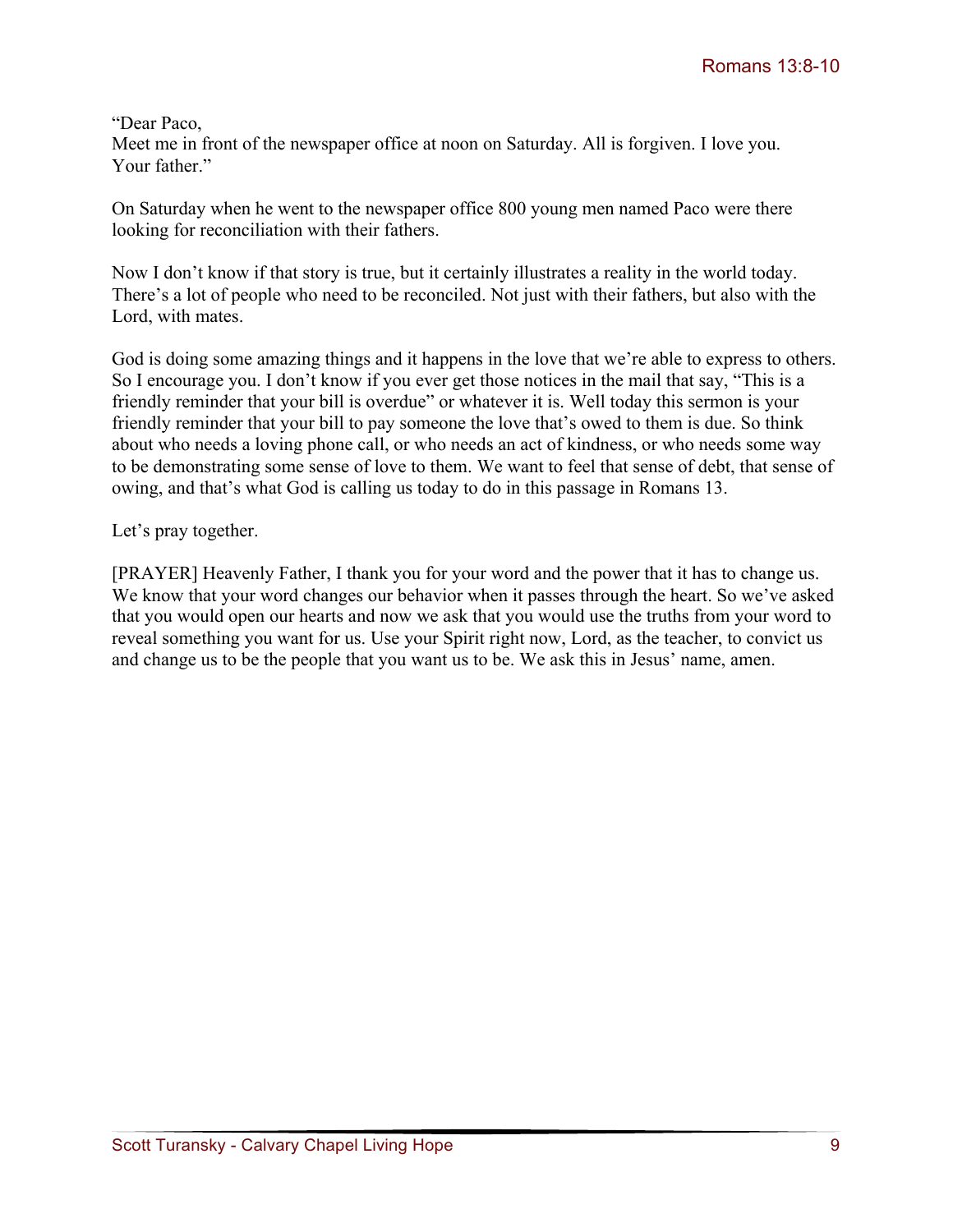"Dear Paco,
Meet me in front of the newspaper office at noon on Saturday. All is forgiven. I love you.
Your father."

On Saturday when he went to the newspaper office 800 young men named Paco were there looking for reconciliation with their fathers.

Now I don't know if that story is true, but it certainly illustrates a reality in the world today. There's a lot of people who need to be reconciled. Not just with their fathers, but also with the Lord, with mates.

God is doing some amazing things and it happens in the love that we're able to express to others. So I encourage you. I don't know if you ever get those notices in the mail that say, "This is a friendly reminder that your bill is overdue" or whatever it is. Well today this sermon is your friendly reminder that your bill to pay someone the love that's owed to them is due. So think about who needs a loving phone call, or who needs an act of kindness, or who needs some way to be demonstrating some sense of love to them. We want to feel that sense of debt, that sense of owing, and that's what God is calling us today to do in this passage in Romans 13.

Let's pray together.

[PRAYER] Heavenly Father, I thank you for your word and the power that it has to change us. We know that your word changes our behavior when it passes through the heart. So we've asked that you would open our hearts and now we ask that you would use the truths from your word to reveal something you want for us. Use your Spirit right now, Lord, as the teacher, to convict us and change us to be the people that you want us to be. We ask this in Jesus' name, amen.